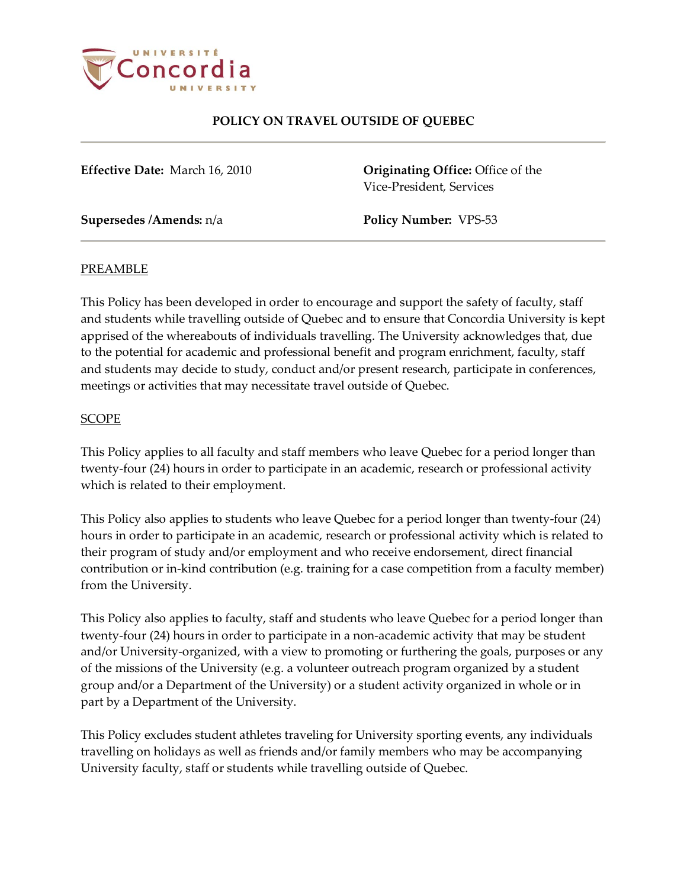# POLICY ON TRAVEL OUTSIDE OF QUEBEC

**Effective Date:** March 16, 2010

**Originating Office:** Office of the Vice-President, Services

**Supersedes /Amends:** n/a

**Policy Number:** VPS-53

## PREAMBLE

This Policy has been developed in order to encourage and support the safety of faculty, staff and students while travelling outside of Quebec and to ensure that Concordia University is kept apprised of the whereabouts of individuals travelling. The University acknowledges that, due to the potential for academic and professional benefit and program enrichment, faculty, staff and students may decide to study, conduct and/or present research, participate in conferences, meetings or activities that may necessitate travel outside of Quebec.

## SCOPE

This Policy applies to all faculty and staff members who leave Quebec for a period longer than twenty-four (24) hours in order to participate in an academic, research or professional activity which is related to their employment.

This Policy also applies to students who leave Quebec for a period longer than twenty-four (24) hours in order to participate in an academic, research or professional activity which is related to their program of study and/or employment and who receive endorsement, direct financial contribution or in-kind contribution (e.g. training for a case competition from a faculty member) from the University.

This Policy also applies to faculty, staff and students who leave Quebec for a period longer than twenty-four (24) hours in order to participate in a non-academic activity that may be student and/or University-organized, with a view to promoting or furthering the goals, purposes or any of the missions of the University (e.g. a volunteer outreach program organized by a student group and/or a Department of the University) or a student activity organized in whole or in part by a Department of the University.

This Policy excludes student athletes traveling for University sporting events, any individuals travelling on holidays as well as friends and/or family members who may be accompanying University faculty, staff or students while travelling outside of Quebec.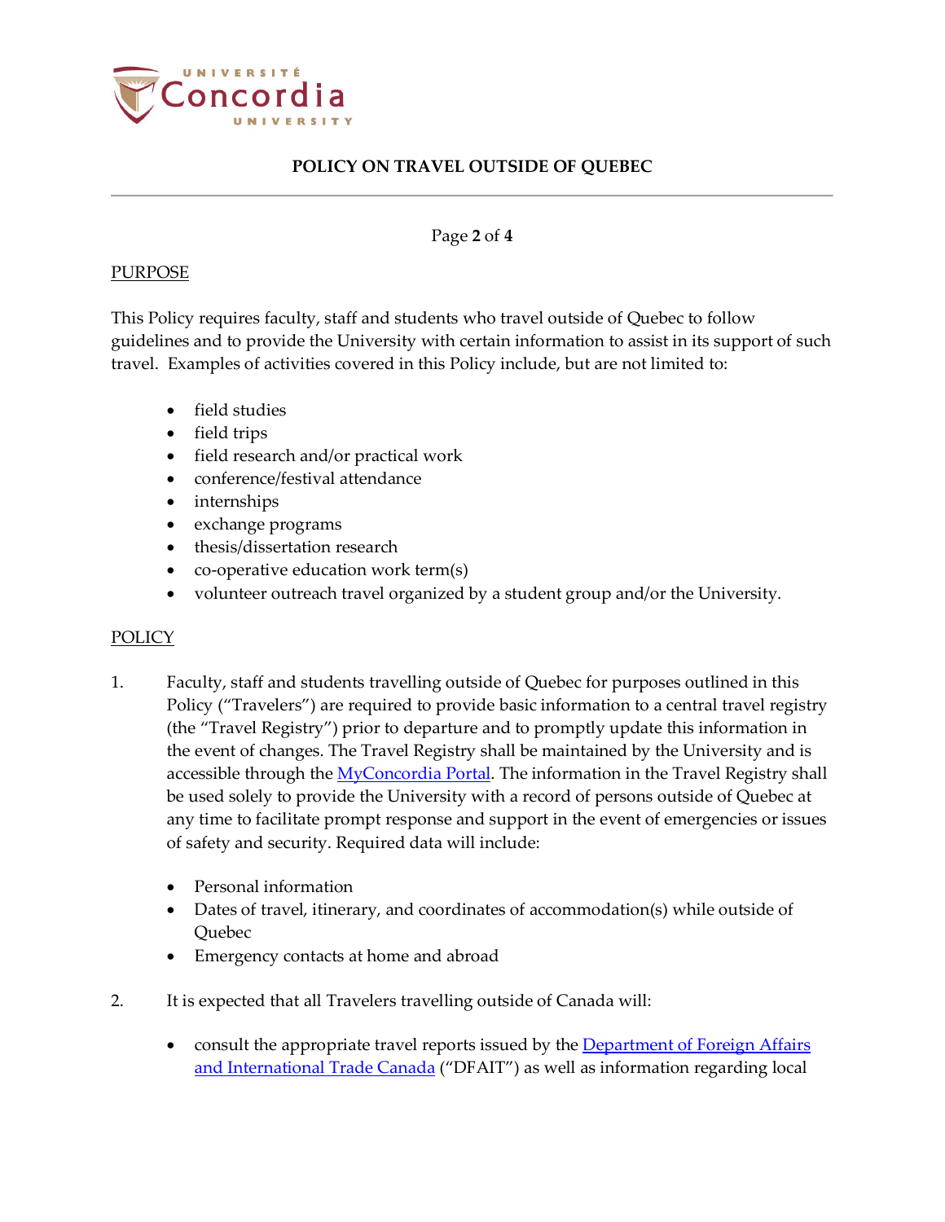PURPOSE

This Policy requires faculty, staff and students who travel outside of Quebec to follow guidelines and to provide the University with certain information to assist in its support of such travel. Examples of activities covered in this Policy include, but are not limited to:

- field studies
- field trips
- field research and/or practical work
- conference/festival attendance
- internships
- exchange programs
- thesis/dissertation research
- co-operative education work term(s)
- volunteer outreach travel organized by a student group and/or the University.

POLICY

1. Faculty, staff and students travelling outside of Quebec for purposes outlined in this Policy ("Travelers") are required to provide basic information to a central travel registry (the "Travel Registry") prior to departure and to promptly update this information in the event of changes. The Travel Registry shall be maintained by the University and is accessible through the MyConcordia Portal. The information in the Travel Registry shall be used solely to provide the University with a record of persons outside of Quebec at any time to facilitate prompt response and support in the event of emergencies or issues of safety and security. Required data will include:

   - Personal information
   - Dates of travel, itinerary, and coordinates of accommodation(s) while outside of Quebec
   - Emergency contacts at home and abroad

2. It is expected that all Travelers travelling outside of Canada will:

   - consult the appropriate travel reports issued by the Department of Foreign Affairs and International Trade Canada ("DFAIT") as well as information regarding local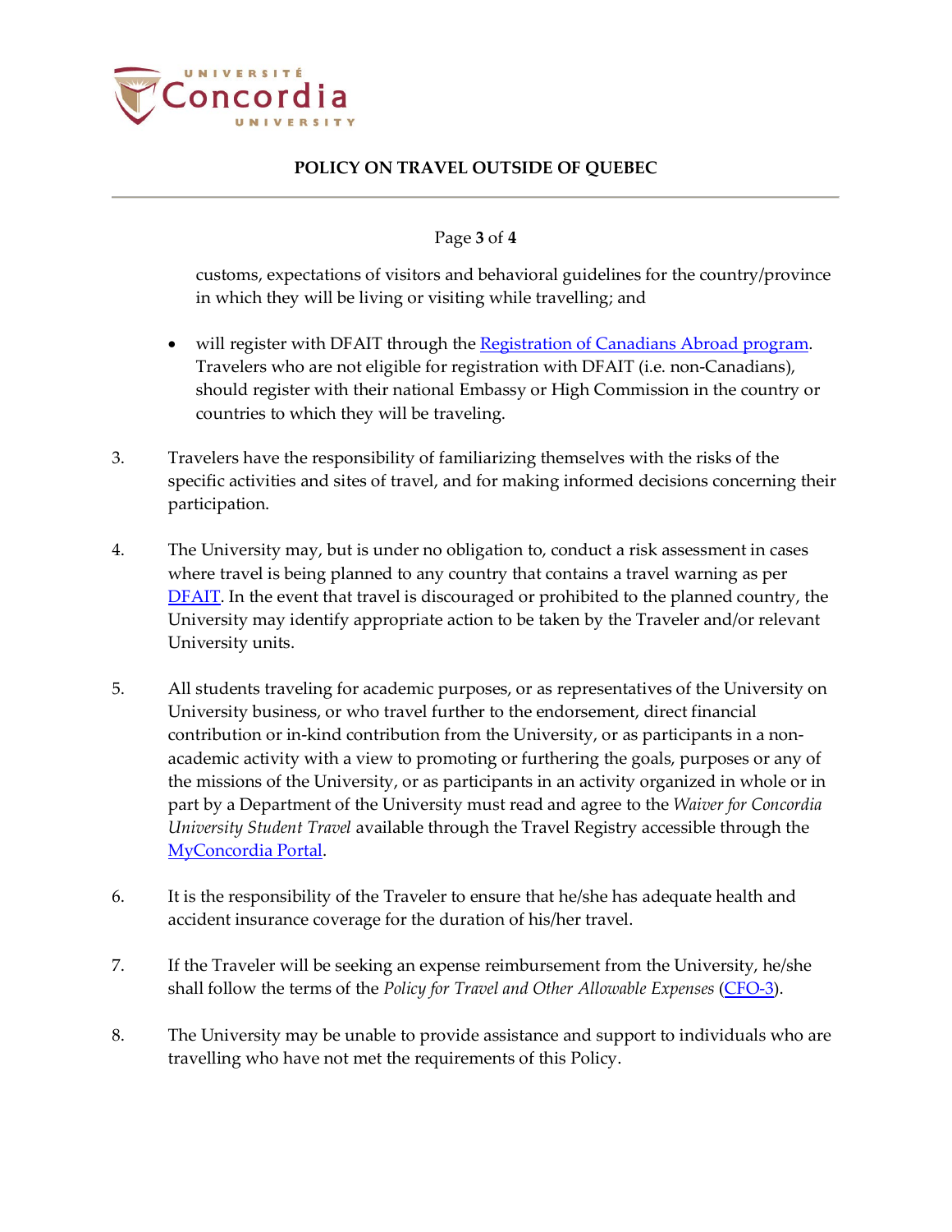customs, expectations of visitors and behavioral guidelines for the country/province in which they will be living or visiting while travelling; and

- will register with DFAIT through the [Registration of Canadians Abroad program](). Travelers who are not eligible for registration with DFAIT (i.e. non-Canadians), should register with their national Embassy or High Commission in the country or countries to which they will be traveling.

3. Travelers have the responsibility of familiarizing themselves with the risks of the specific activities and sites of travel, and for making informed decisions concerning their participation.

4. The University may, but is under no obligation to, conduct a risk assessment in cases where travel is being planned to any country that contains a travel warning as per [DFAIT](). In the event that travel is discouraged or prohibited to the planned country, the University may identify appropriate action to be taken by the Traveler and/or relevant University units.

5. All students traveling for academic purposes, or as representatives of the University on University business, or who travel further to the endorsement, direct financial contribution or in-kind contribution from the University, or as participants in a non-academic activity with a view to promoting or furthering the goals, purposes or any of the missions of the University, or as participants in an activity organized in whole or in part by a Department of the University must read and agree to the *Waiver for Concordia University Student Travel* available through the Travel Registry accessible through the [MyConcordia Portal]().

6. It is the responsibility of the Traveler to ensure that he/she has adequate health and accident insurance coverage for the duration of his/her travel.

7. If the Traveler will be seeking an expense reimbursement from the University, he/she shall follow the terms of the *Policy for Travel and Other Allowable Expenses* ([CFO-3]()).

8. The University may be unable to provide assistance and support to individuals who are travelling who have not met the requirements of this Policy.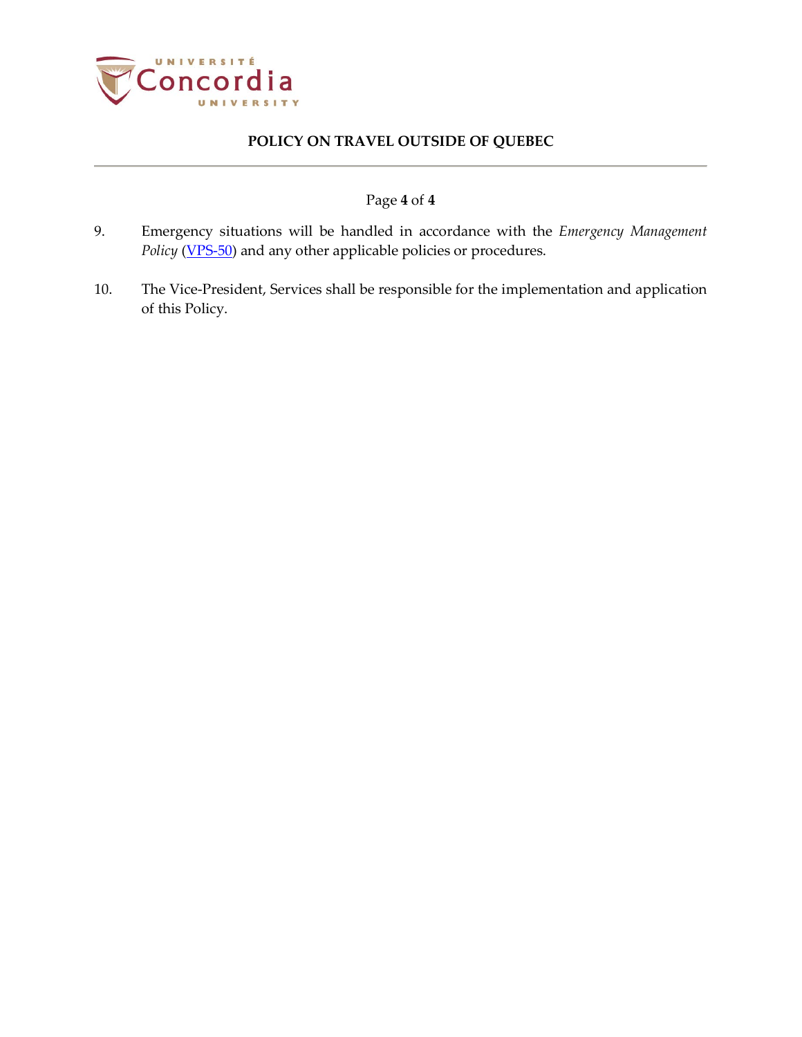9. Emergency situations will be handled in accordance with the *Emergency Management Policy* (VPS-50) and any other applicable policies or procedures.

10. The Vice-President, Services shall be responsible for the implementation and application of this Policy.